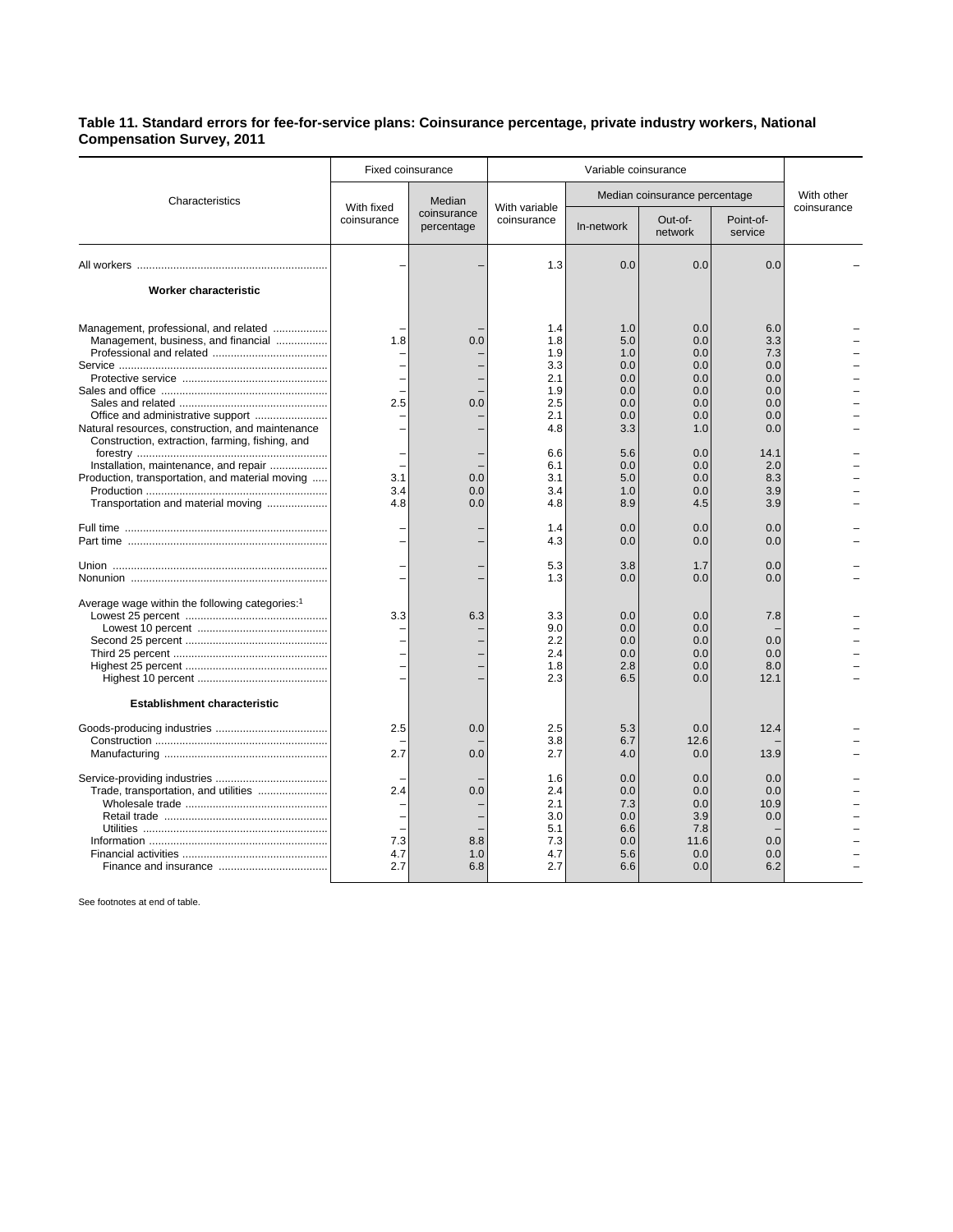# Table 11. Standard errors for fee-for-service plans: Coinsurance percentage, private industry workers, National Compensation Survey, 2011

| Characteristics | Fixed coinsurance | | Variable coinsurance | | | | With other coinsurance |
|---|---|---|---|---|---|---|---|
| | With fixed coinsurance | Median coinsurance percentage | With variable coinsurance | Median coinsurance percentage | | | |
| | | | | In-network | Out-of-network | Point-of-service | |
| All workers | – | – | 1.3 | 0.0 | 0.0 | 0.0 | – |
| **Worker characteristic** | | | | | | | |
| Management, professional, and related | – | – | 1.4 | 1.0 | 0.0 | 6.0 | – |
| Management, business, and financial | 1.8 | 0.0 | 1.8 | 5.0 | 0.0 | 3.3 | – |
| Professional and related | – | – | 1.9 | 1.0 | 0.0 | 7.3 | – |
| Service | – | – | 3.3 | 0.0 | 0.0 | 0.0 | – |
| Protective service | – | – | 2.1 | 0.0 | 0.0 | 0.0 | – |
| Sales and office | – | – | 1.9 | 0.0 | 0.0 | 0.0 | – |
| Sales and related | 2.5 | 0.0 | 2.5 | 0.0 | 0.0 | 0.0 | – |
| Office and administrative support | – | – | 2.1 | 0.0 | 0.0 | 0.0 | – |
| Natural resources, construction, and maintenance | – | – | 4.8 | 3.3 | 1.0 | 0.0 | – |
| Construction, extraction, farming, fishing, and forestry | – | – | 6.6 | 5.6 | 0.0 | 14.1 | – |
| Installation, maintenance, and repair | – | – | 6.1 | 0.0 | 0.0 | 2.0 | – |
| Production, transportation, and material moving | 3.1 | 0.0 | 3.1 | 5.0 | 0.0 | 8.3 | – |
| Production | 3.4 | 0.0 | 3.4 | 1.0 | 0.0 | 3.9 | – |
| Transportation and material moving | 4.8 | 0.0 | 4.8 | 8.9 | 4.5 | 3.9 | – |
| Full time | – | – | 1.4 | 0.0 | 0.0 | 0.0 | – |
| Part time | – | – | 4.3 | 0.0 | 0.0 | 0.0 | – |
| Union | – | – | 5.3 | 3.8 | 1.7 | 0.0 | – |
| Nonunion | – | – | 1.3 | 0.0 | 0.0 | 0.0 | – |
| Average wage within the following categories:[1] | | | | | | | |
| Lowest 25 percent | 3.3 | 6.3 | 3.3 | 0.0 | 0.0 | 7.8 | – |
| Lowest 10 percent | – | – | 9.0 | 0.0 | 0.0 | – | – |
| Second 25 percent | – | – | 2.2 | 0.0 | 0.0 | 0.0 | – |
| Third 25 percent | – | – | 2.4 | 0.0 | 0.0 | 0.0 | – |
| Highest 25 percent | – | – | 1.8 | 2.8 | 0.0 | 8.0 | – |
| Highest 10 percent | – | – | 2.3 | 6.5 | 0.0 | 12.1 | – |
| **Establishment characteristic** | | | | | | | |
| Goods-producing industries | 2.5 | 0.0 | 2.5 | 5.3 | 0.0 | 12.4 | – |
| Construction | – | – | 3.8 | 6.7 | 12.6 | – | – |
| Manufacturing | 2.7 | 0.0 | 2.7 | 4.0 | 0.0 | 13.9 | – |
| Service-providing industries | – | – | 1.6 | 0.0 | 0.0 | 0.0 | – |
| Trade, transportation, and utilities | 2.4 | 0.0 | 2.4 | 0.0 | 0.0 | 0.0 | – |
| Wholesale trade | – | – | 2.1 | 7.3 | 0.0 | 10.9 | – |
| Retail trade | – | – | 3.0 | 0.0 | 3.9 | 0.0 | – |
| Utilities | – | – | 5.1 | 6.6 | 7.8 | – | – |
| Information | 7.3 | 8.8 | 7.3 | 0.0 | 11.6 | 0.0 | – |
| Financial activities | 4.7 | 1.0 | 4.7 | 5.6 | 0.0 | 0.0 | – |
| Finance and insurance | 2.7 | 6.8 | 2.7 | 6.6 | 0.0 | 6.2 | – |

See footnotes at end of table.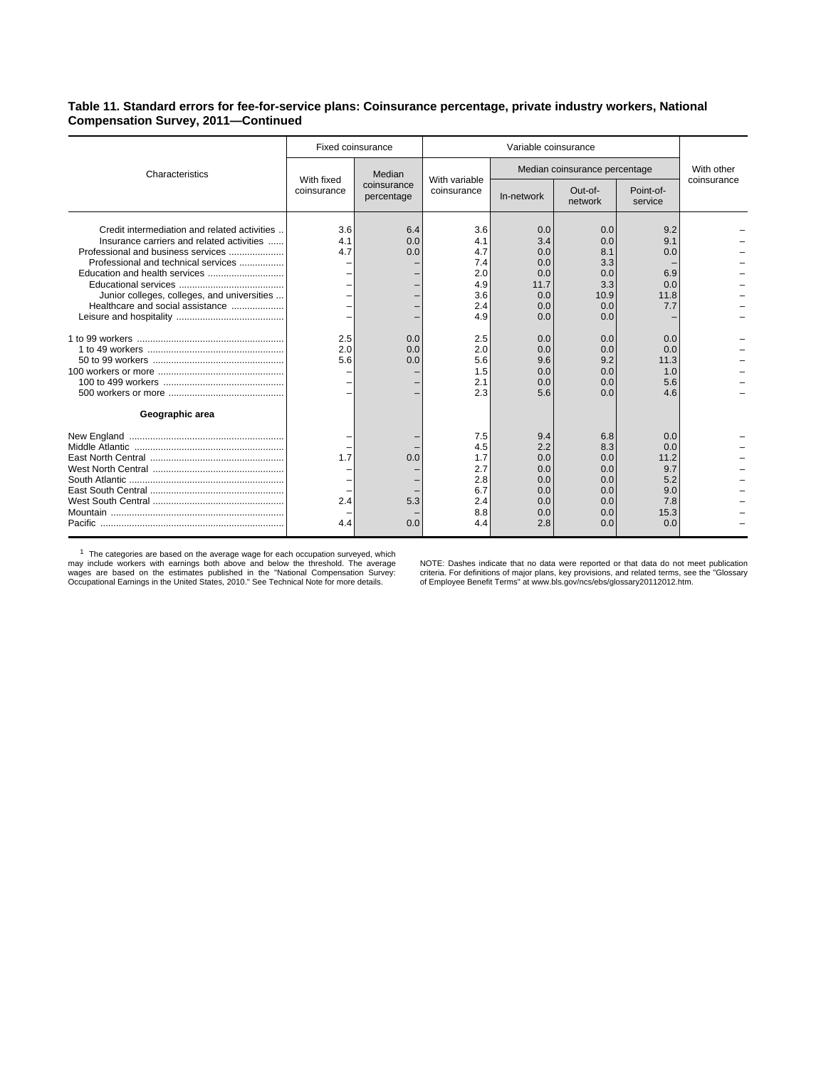**Table 11. Standard errors for fee-for-service plans: Coinsurance percentage, private industry workers, National Compensation Survey, 2011—Continued**

| Characteristics | Fixed coinsurance | | Variable coinsurance | | | | With other coinsurance |
|---|---|---|---|---|---|---|---|
| | With fixed coinsurance | Median coinsurance percentage | With variable coinsurance | Median coinsurance percentage | | | |
| | | | | In-network | Out-of-network | Point-of-service | |
| Credit intermediation and related activities | 3.6 | 6.4 | 3.6 | 0.0 | 0.0 | 9.2 | – |
| Insurance carriers and related activities | 4.1 | 0.0 | 4.1 | 3.4 | 0.0 | 9.1 | – |
| Professional and business services | 4.7 | 0.0 | 4.7 | 0.0 | 8.1 | 0.0 | – |
| Professional and technical services | – | – | 7.4 | 0.0 | 3.3 | – | – |
| Education and health services | – | – | 2.0 | 0.0 | 0.0 | 6.9 | – |
| Educational services | – | – | 4.9 | 11.7 | 3.3 | 0.0 | – |
| Junior colleges, colleges, and universities | – | – | 3.6 | 0.0 | 10.9 | 11.8 | – |
| Healthcare and social assistance | – | – | 2.4 | 0.0 | 0.0 | 7.7 | – |
| Leisure and hospitality | – | – | 4.9 | 0.0 | 0.0 | – | – |
| 1 to 99 workers | 2.5 | 0.0 | 2.5 | 0.0 | 0.0 | 0.0 | – |
| 1 to 49 workers | 2.0 | 0.0 | 2.0 | 0.0 | 0.0 | 0.0 | – |
| 50 to 99 workers | 5.6 | 0.0 | 5.6 | 9.6 | 9.2 | 11.3 | – |
| 100 workers or more | – | – | 1.5 | 0.0 | 0.0 | 1.0 | – |
| 100 to 499 workers | – | – | 2.1 | 0.0 | 0.0 | 5.6 | – |
| 500 workers or more | – | – | 2.3 | 5.6 | 0.0 | 4.6 | – |
| **Geographic area** | | | | | | | |
| New England | – | – | 7.5 | 9.4 | 6.8 | 0.0 | – |
| Middle Atlantic | – | – | 4.5 | 2.2 | 8.3 | 0.0 | – |
| East North Central | 1.7 | 0.0 | 1.7 | 0.0 | 0.0 | 11.2 | – |
| West North Central | – | – | 2.7 | 0.0 | 0.0 | 9.7 | – |
| South Atlantic | – | – | 2.8 | 0.0 | 0.0 | 5.2 | – |
| East South Central | – | – | 6.7 | 0.0 | 0.0 | 9.0 | – |
| West South Central | 2.4 | 5.3 | 2.4 | 0.0 | 0.0 | 7.8 | – |
| Mountain | – | – | 8.8 | 0.0 | 0.0 | 15.3 | – |
| Pacific | 4.4 | 0.0 | 4.4 | 2.8 | 0.0 | 0.0 | – |

[1] The categories are based on the average wage for each occupation surveyed, which may include workers with earnings both above and below the threshold. The average wages are based on the estimates published in the "National Compensation Survey: Occupational Earnings in the United States, 2010." See Technical Note for more details.

NOTE: Dashes indicate that no data were reported or that data do not meet publication criteria. For definitions of major plans, key provisions, and related terms, see the "Glossary of Employee Benefit Terms" at www.bls.gov/ncs/ebs/glossary20112012.htm.